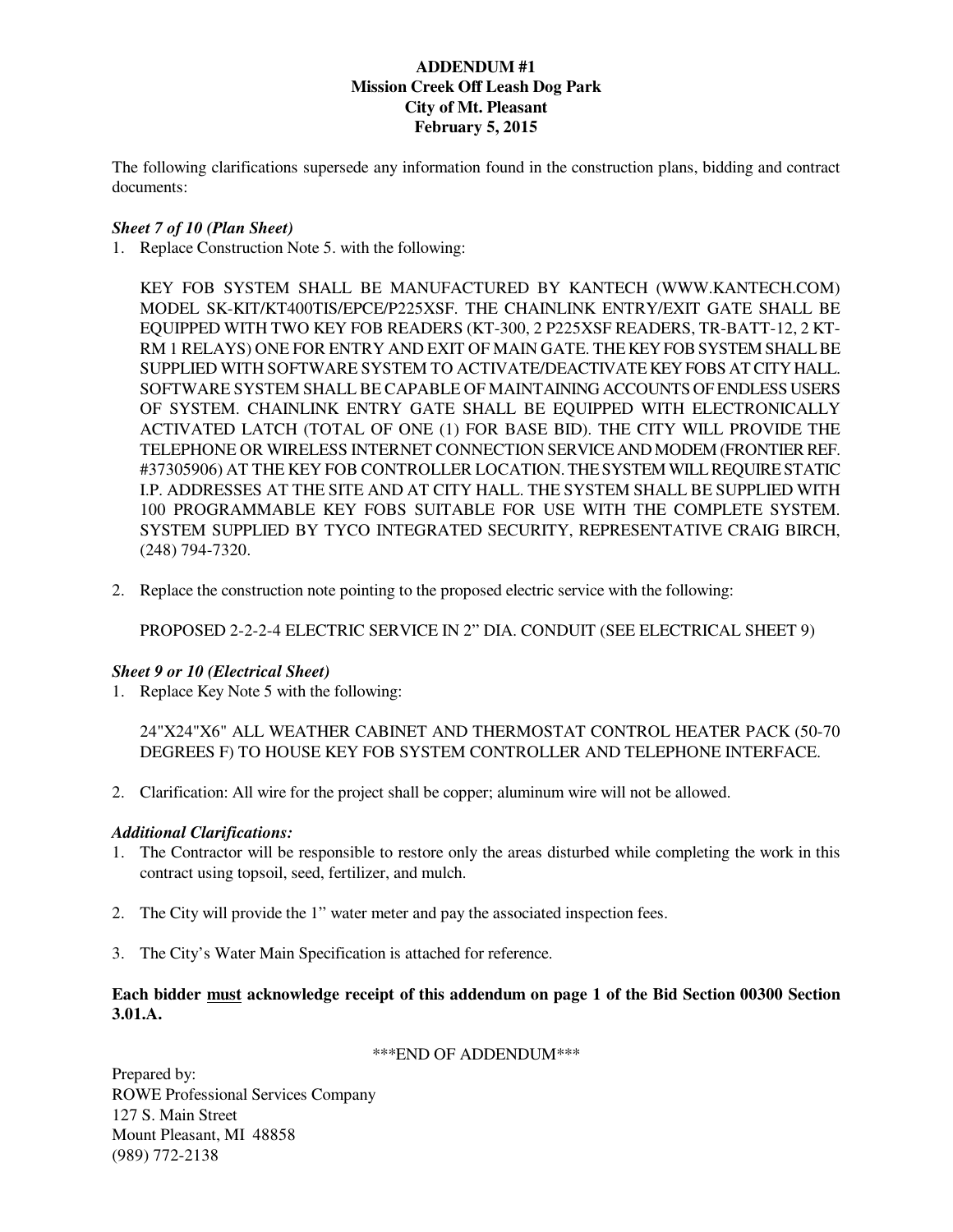**ADDENDUM #1**
**Mission Creek Off Leash Dog Park**
**City of Mt. Pleasant**
**February 5, 2015**

The following clarifications supersede any information found in the construction plans, bidding and contract documents:

***Sheet 7 of 10 (Plan Sheet)***

1. Replace Construction Note 5. with the following:

   KEY FOB SYSTEM SHALL BE MANUFACTURED BY KANTECH (WWW.KANTECH.COM) MODEL SK-KIT/KT400TIS/EPCE/P225XSF. THE CHAINLINK ENTRY/EXIT GATE SHALL BE EQUIPPED WITH TWO KEY FOB READERS (KT-300, 2 P225XSF READERS, TR-BATT-12, 2 KT-RM 1 RELAYS) ONE FOR ENTRY AND EXIT OF MAIN GATE. THE KEY FOB SYSTEM SHALL BE SUPPLIED WITH SOFTWARE SYSTEM TO ACTIVATE/DEACTIVATE KEY FOBS AT CITY HALL. SOFTWARE SYSTEM SHALL BE CAPABLE OF MAINTAINING ACCOUNTS OF ENDLESS USERS OF SYSTEM. CHAINLINK ENTRY GATE SHALL BE EQUIPPED WITH ELECTRONICALLY ACTIVATED LATCH (TOTAL OF ONE (1) FOR BASE BID). THE CITY WILL PROVIDE THE TELEPHONE OR WIRELESS INTERNET CONNECTION SERVICE AND MODEM (FRONTIER REF. #37305906) AT THE KEY FOB CONTROLLER LOCATION. THE SYSTEM WILL REQUIRE STATIC I.P. ADDRESSES AT THE SITE AND AT CITY HALL. THE SYSTEM SHALL BE SUPPLIED WITH 100 PROGRAMMABLE KEY FOBS SUITABLE FOR USE WITH THE COMPLETE SYSTEM. SYSTEM SUPPLIED BY TYCO INTEGRATED SECURITY, REPRESENTATIVE CRAIG BIRCH, (248) 794-7320.

2. Replace the construction note pointing to the proposed electric service with the following:

   PROPOSED 2-2-2-4 ELECTRIC SERVICE IN 2" DIA. CONDUIT (SEE ELECTRICAL SHEET 9)

***Sheet 9 or 10 (Electrical Sheet)***

1. Replace Key Note 5 with the following:

   24"X24"X6" ALL WEATHER CABINET AND THERMOSTAT CONTROL HEATER PACK (50-70 DEGREES F) TO HOUSE KEY FOB SYSTEM CONTROLLER AND TELEPHONE INTERFACE.

2. Clarification: All wire for the project shall be copper; aluminum wire will not be allowed.

***Additional Clarifications:***

1. The Contractor will be responsible to restore only the areas disturbed while completing the work in this contract using topsoil, seed, fertilizer, and mulch.
2. The City will provide the 1" water meter and pay the associated inspection fees.
3. The City's Water Main Specification is attached for reference.

**Each bidder <u>must</u> acknowledge receipt of this addendum on page 1 of the Bid Section 00300 Section 3.01.A.**

\*\*\*END OF ADDENDUM\*\*\*

Prepared by:
ROWE Professional Services Company
127 S. Main Street
Mount Pleasant, MI 48858
(989) 772-2138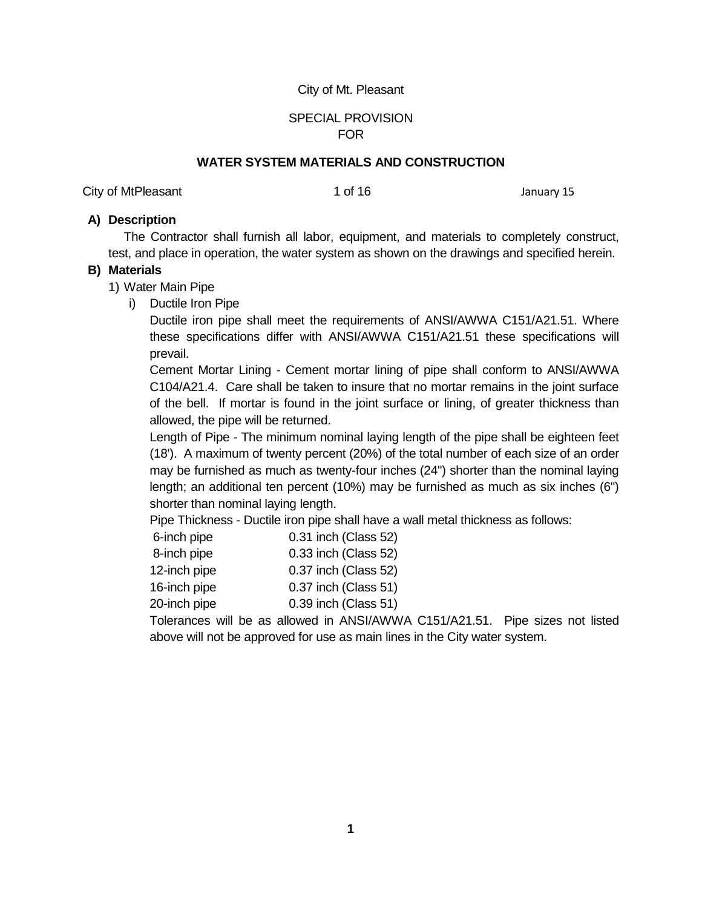City of Mt. Pleasant

SPECIAL PROVISION
FOR

**WATER SYSTEM MATERIALS AND CONSTRUCTION**

**A) Description**

The Contractor shall furnish all labor, equipment, and materials to completely construct, test, and place in operation, the water system as shown on the drawings and specified herein.

**B) Materials**

1) Water Main Pipe

i) Ductile Iron Pipe

Ductile iron pipe shall meet the requirements of ANSI/AWWA C151/A21.51. Where these specifications differ with ANSI/AWWA C151/A21.51 these specifications will prevail.

Cement Mortar Lining - Cement mortar lining of pipe shall conform to ANSI/AWWA C104/A21.4. Care shall be taken to insure that no mortar remains in the joint surface of the bell. If mortar is found in the joint surface or lining, of greater thickness than allowed, the pipe will be returned.

Length of Pipe - The minimum nominal laying length of the pipe shall be eighteen feet (18'). A maximum of twenty percent (20%) of the total number of each size of an order may be furnished as much as twenty-four inches (24") shorter than the nominal laying length; an additional ten percent (10%) may be furnished as much as six inches (6") shorter than nominal laying length.

Pipe Thickness - Ductile iron pipe shall have a wall metal thickness as follows:

| | |
|---|---|
| 6-inch pipe | 0.31 inch (Class 52) |
| 8-inch pipe | 0.33 inch (Class 52) |
| 12-inch pipe | 0.37 inch (Class 52) |
| 16-inch pipe | 0.37 inch (Class 51) |
| 20-inch pipe | 0.39 inch (Class 51) |

Tolerances will be as allowed in ANSI/AWWA C151/A21.51. Pipe sizes not listed above will not be approved for use as main lines in the City water system.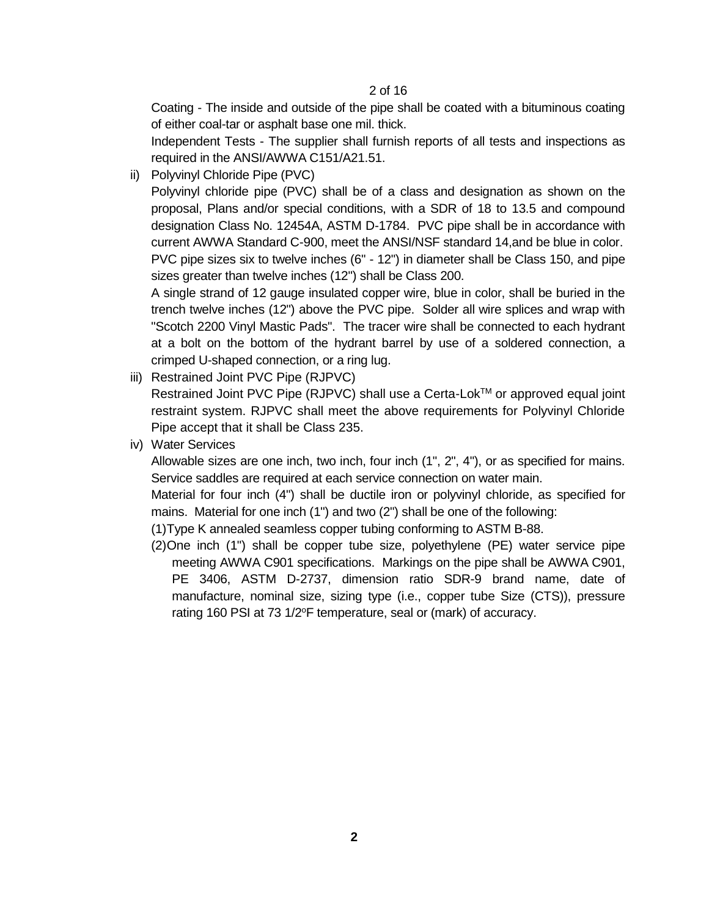Coating - The inside and outside of the pipe shall be coated with a bituminous coating of either coal-tar or asphalt base one mil. thick.

Independent Tests - The supplier shall furnish reports of all tests and inspections as required in the ANSI/AWWA C151/A21.51.

ii) Polyvinyl Chloride Pipe (PVC)

Polyvinyl chloride pipe (PVC) shall be of a class and designation as shown on the proposal, Plans and/or special conditions, with a SDR of 18 to 13.5 and compound designation Class No. 12454A, ASTM D-1784. PVC pipe shall be in accordance with current AWWA Standard C-900, meet the ANSI/NSF standard 14,and be blue in color. PVC pipe sizes six to twelve inches (6" - 12") in diameter shall be Class 150, and pipe sizes greater than twelve inches (12") shall be Class 200.

A single strand of 12 gauge insulated copper wire, blue in color, shall be buried in the trench twelve inches (12") above the PVC pipe. Solder all wire splices and wrap with "Scotch 2200 Vinyl Mastic Pads". The tracer wire shall be connected to each hydrant at a bolt on the bottom of the hydrant barrel by use of a soldered connection, a crimped U-shaped connection, or a ring lug.

iii) Restrained Joint PVC Pipe (RJPVC)

Restrained Joint PVC Pipe (RJPVC) shall use a Certa-Lok™ or approved equal joint restraint system. RJPVC shall meet the above requirements for Polyvinyl Chloride Pipe accept that it shall be Class 235.

iv) Water Services

Allowable sizes are one inch, two inch, four inch (1", 2", 4"), or as specified for mains. Service saddles are required at each service connection on water main.

Material for four inch (4") shall be ductile iron or polyvinyl chloride, as specified for mains. Material for one inch (1") and two (2") shall be one of the following:

(1) Type K annealed seamless copper tubing conforming to ASTM B-88.

(2) One inch (1") shall be copper tube size, polyethylene (PE) water service pipe meeting AWWA C901 specifications. Markings on the pipe shall be AWWA C901, PE 3406, ASTM D-2737, dimension ratio SDR-9 brand name, date of manufacture, nominal size, sizing type (i.e., copper tube Size (CTS)), pressure rating 160 PSI at 73 1/2°F temperature, seal or (mark) of accuracy.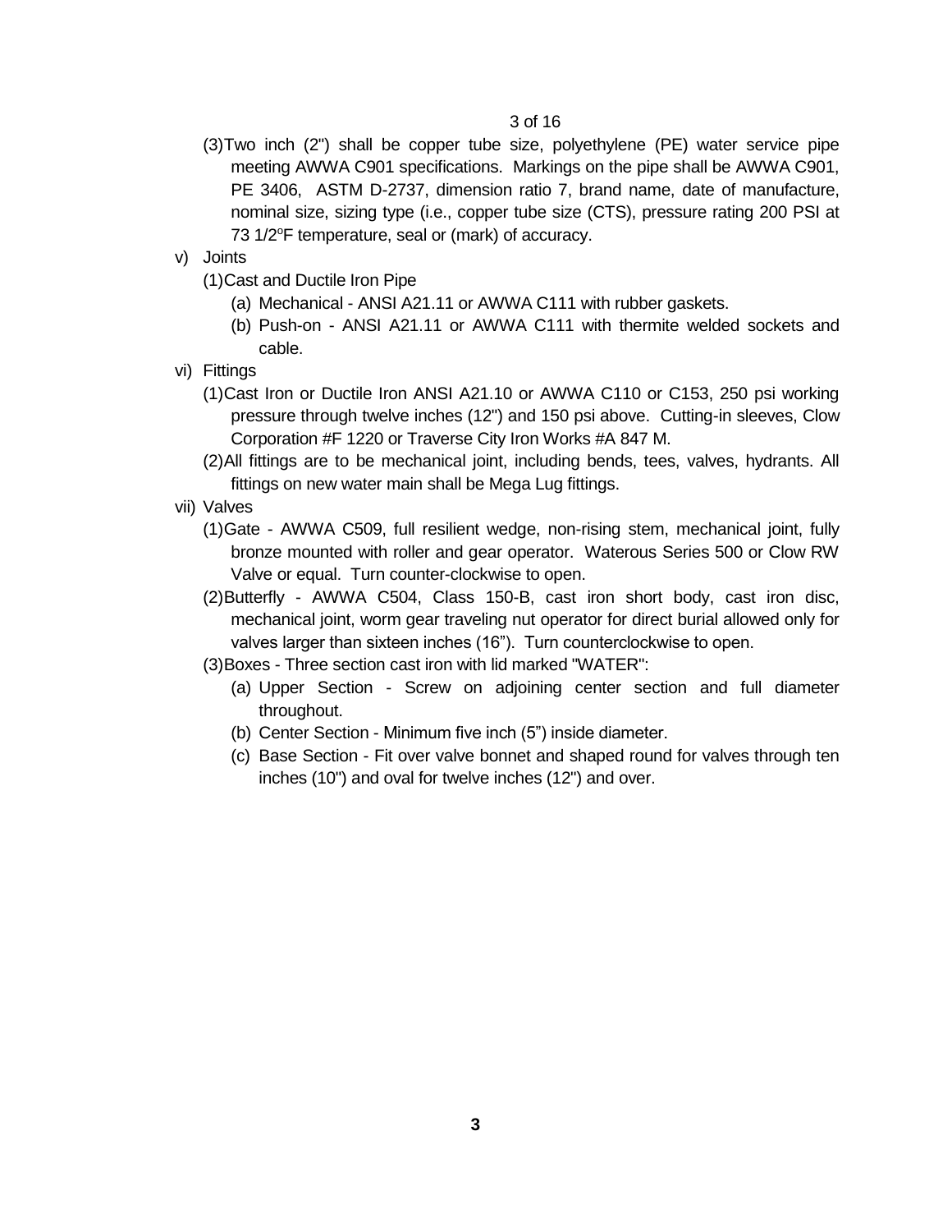(3) Two inch (2") shall be copper tube size, polyethylene (PE) water service pipe meeting AWWA C901 specifications. Markings on the pipe shall be AWWA C901, PE 3406, ASTM D-2737, dimension ratio 7, brand name, date of manufacture, nominal size, sizing type (i.e., copper tube size (CTS), pressure rating 200 PSI at 73 1/2°F temperature, seal or (mark) of accuracy.

v) Joints

(1) Cast and Ductile Iron Pipe

(a) Mechanical - ANSI A21.11 or AWWA C111 with rubber gaskets.

(b) Push-on - ANSI A21.11 or AWWA C111 with thermite welded sockets and cable.

vi) Fittings

(1) Cast Iron or Ductile Iron ANSI A21.10 or AWWA C110 or C153, 250 psi working pressure through twelve inches (12") and 150 psi above. Cutting-in sleeves, Clow Corporation #F 1220 or Traverse City Iron Works #A 847 M.

(2) All fittings are to be mechanical joint, including bends, tees, valves, hydrants. All fittings on new water main shall be Mega Lug fittings.

vii) Valves

(1) Gate - AWWA C509, full resilient wedge, non-rising stem, mechanical joint, fully bronze mounted with roller and gear operator. Waterous Series 500 or Clow RW Valve or equal. Turn counter-clockwise to open.

(2) Butterfly - AWWA C504, Class 150-B, cast iron short body, cast iron disc, mechanical joint, worm gear traveling nut operator for direct burial allowed only for valves larger than sixteen inches (16"). Turn counterclockwise to open.

(3) Boxes - Three section cast iron with lid marked "WATER":

(a) Upper Section - Screw on adjoining center section and full diameter throughout.

(b) Center Section - Minimum five inch (5") inside diameter.

(c) Base Section - Fit over valve bonnet and shaped round for valves through ten inches (10") and oval for twelve inches (12") and over.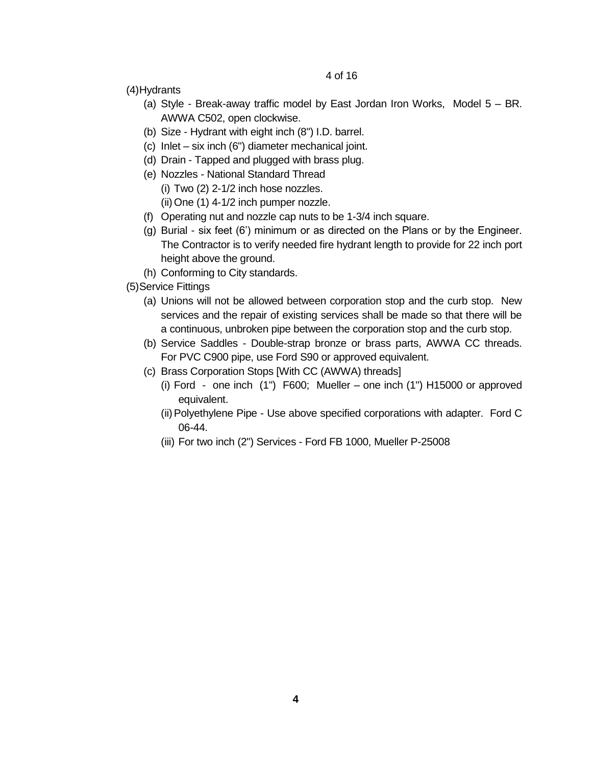(4) Hydrants

   (a) Style - Break-away traffic model by East Jordan Iron Works, Model 5 – BR. AWWA C502, open clockwise.
   (b) Size - Hydrant with eight inch (8") I.D. barrel.
   (c) Inlet – six inch (6") diameter mechanical joint.
   (d) Drain - Tapped and plugged with brass plug.
   (e) Nozzles - National Standard Thread
      (i) Two (2) 2-1/2 inch hose nozzles.
      (ii) One (1) 4-1/2 inch pumper nozzle.
   (f) Operating nut and nozzle cap nuts to be 1-3/4 inch square.
   (g) Burial - six feet (6') minimum or as directed on the Plans or by the Engineer. The Contractor is to verify needed fire hydrant length to provide for 22 inch port height above the ground.
   (h) Conforming to City standards.

(5) Service Fittings

   (a) Unions will not be allowed between corporation stop and the curb stop. New services and the repair of existing services shall be made so that there will be a continuous, unbroken pipe between the corporation stop and the curb stop.
   (b) Service Saddles - Double-strap bronze or brass parts, AWWA CC threads. For PVC C900 pipe, use Ford S90 or approved equivalent.
   (c) Brass Corporation Stops [With CC (AWWA) threads]
      (i) Ford - one inch (1") F600; Mueller – one inch (1") H15000 or approved equivalent.
      (ii) Polyethylene Pipe - Use above specified corporations with adapter. Ford C 06-44.
      (iii) For two inch (2") Services - Ford FB 1000, Mueller P-25008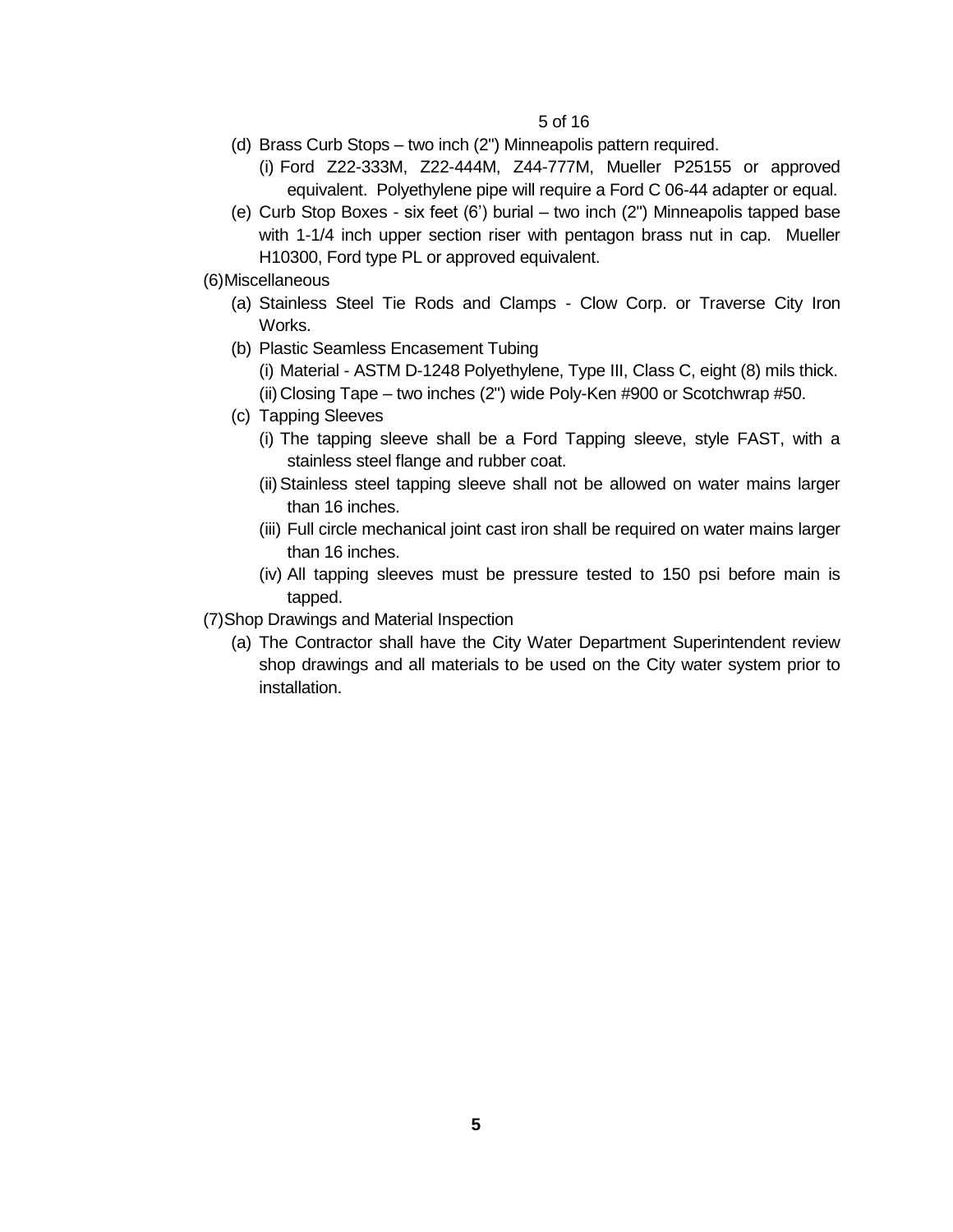- (d) Brass Curb Stops – two inch (2") Minneapolis pattern required.
  - (i) Ford Z22-333M, Z22-444M, Z44-777M, Mueller P25155 or approved equivalent. Polyethylene pipe will require a Ford C 06-44 adapter or equal.
- (e) Curb Stop Boxes - six feet (6') burial – two inch (2") Minneapolis tapped base with 1-1/4 inch upper section riser with pentagon brass nut in cap. Mueller H10300, Ford type PL or approved equivalent.

(6) Miscellaneous

- (a) Stainless Steel Tie Rods and Clamps - Clow Corp. or Traverse City Iron Works.
- (b) Plastic Seamless Encasement Tubing
  - (i) Material - ASTM D-1248 Polyethylene, Type III, Class C, eight (8) mils thick.
  - (ii) Closing Tape – two inches (2") wide Poly-Ken #900 or Scotchwrap #50.
- (c) Tapping Sleeves
  - (i) The tapping sleeve shall be a Ford Tapping sleeve, style FAST, with a stainless steel flange and rubber coat.
  - (ii) Stainless steel tapping sleeve shall not be allowed on water mains larger than 16 inches.
  - (iii) Full circle mechanical joint cast iron shall be required on water mains larger than 16 inches.
  - (iv) All tapping sleeves must be pressure tested to 150 psi before main is tapped.

(7) Shop Drawings and Material Inspection

- (a) The Contractor shall have the City Water Department Superintendent review shop drawings and all materials to be used on the City water system prior to installation.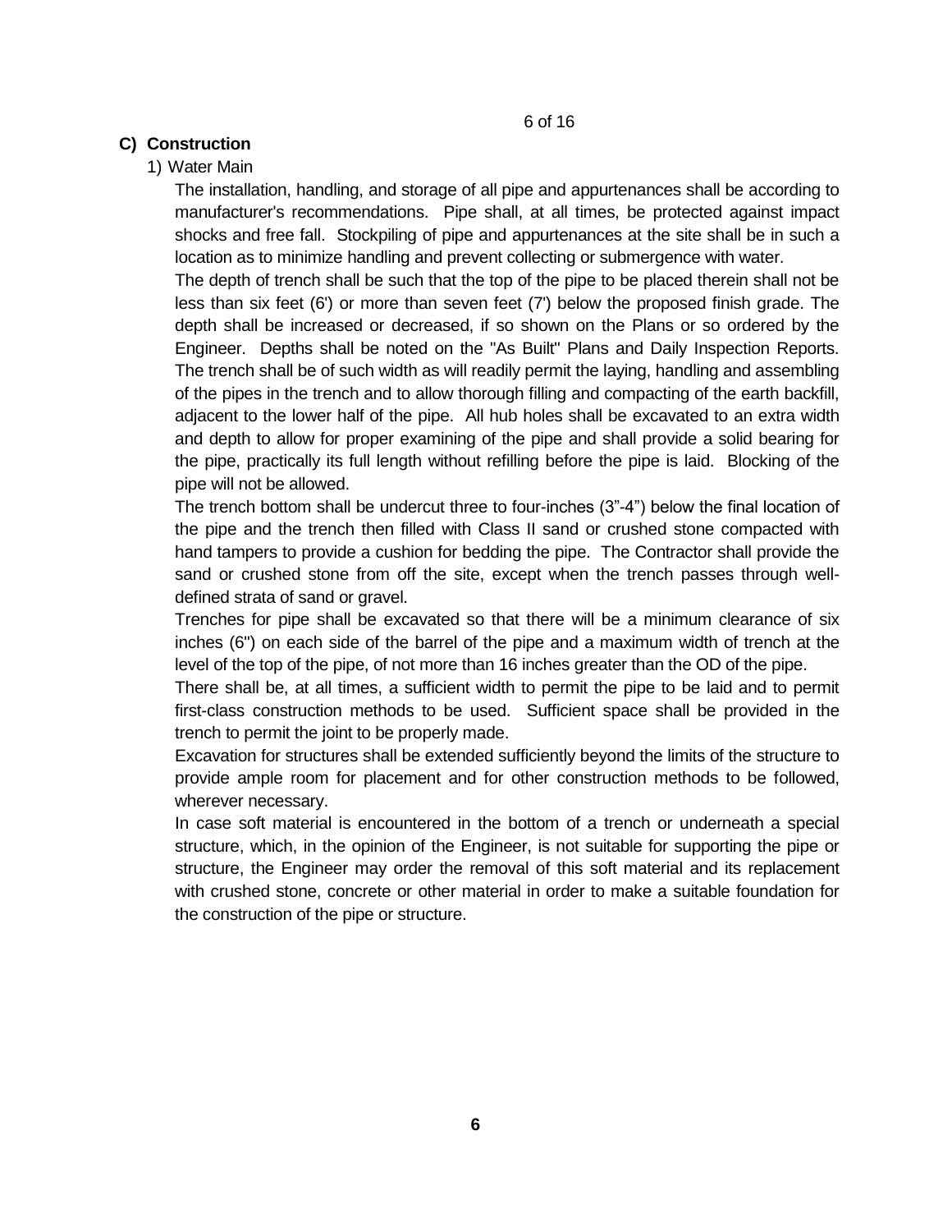## C) Construction

### 1) Water Main

The installation, handling, and storage of all pipe and appurtenances shall be according to manufacturer's recommendations. Pipe shall, at all times, be protected against impact shocks and free fall. Stockpiling of pipe and appurtenances at the site shall be in such a location as to minimize handling and prevent collecting or submergence with water.

The depth of trench shall be such that the top of the pipe to be placed therein shall not be less than six feet (6') or more than seven feet (7') below the proposed finish grade. The depth shall be increased or decreased, if so shown on the Plans or so ordered by the Engineer. Depths shall be noted on the "As Built" Plans and Daily Inspection Reports. The trench shall be of such width as will readily permit the laying, handling and assembling of the pipes in the trench and to allow thorough filling and compacting of the earth backfill, adjacent to the lower half of the pipe. All hub holes shall be excavated to an extra width and depth to allow for proper examining of the pipe and shall provide a solid bearing for the pipe, practically its full length without refilling before the pipe is laid. Blocking of the pipe will not be allowed.

The trench bottom shall be undercut three to four-inches (3"-4") below the final location of the pipe and the trench then filled with Class II sand or crushed stone compacted with hand tampers to provide a cushion for bedding the pipe. The Contractor shall provide the sand or crushed stone from off the site, except when the trench passes through well-defined strata of sand or gravel.

Trenches for pipe shall be excavated so that there will be a minimum clearance of six inches (6") on each side of the barrel of the pipe and a maximum width of trench at the level of the top of the pipe, of not more than 16 inches greater than the OD of the pipe.

There shall be, at all times, a sufficient width to permit the pipe to be laid and to permit first-class construction methods to be used. Sufficient space shall be provided in the trench to permit the joint to be properly made.

Excavation for structures shall be extended sufficiently beyond the limits of the structure to provide ample room for placement and for other construction methods to be followed, wherever necessary.

In case soft material is encountered in the bottom of a trench or underneath a special structure, which, in the opinion of the Engineer, is not suitable for supporting the pipe or structure, the Engineer may order the removal of this soft material and its replacement with crushed stone, concrete or other material in order to make a suitable foundation for the construction of the pipe or structure.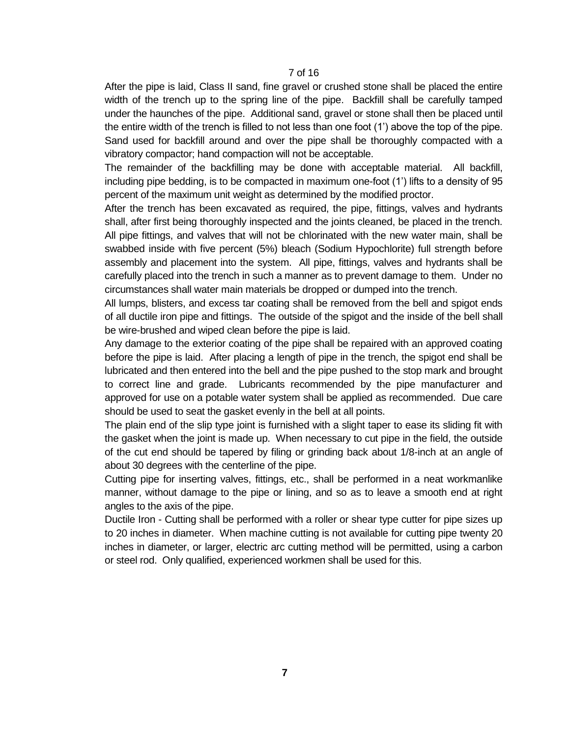After the pipe is laid, Class II sand, fine gravel or crushed stone shall be placed the entire width of the trench up to the spring line of the pipe. Backfill shall be carefully tamped under the haunches of the pipe. Additional sand, gravel or stone shall then be placed until the entire width of the trench is filled to not less than one foot (1') above the top of the pipe. Sand used for backfill around and over the pipe shall be thoroughly compacted with a vibratory compactor; hand compaction will not be acceptable.

The remainder of the backfilling may be done with acceptable material. All backfill, including pipe bedding, is to be compacted in maximum one-foot (1') lifts to a density of 95 percent of the maximum unit weight as determined by the modified proctor.

After the trench has been excavated as required, the pipe, fittings, valves and hydrants shall, after first being thoroughly inspected and the joints cleaned, be placed in the trench. All pipe fittings, and valves that will not be chlorinated with the new water main, shall be swabbed inside with five percent (5%) bleach (Sodium Hypochlorite) full strength before assembly and placement into the system. All pipe, fittings, valves and hydrants shall be carefully placed into the trench in such a manner as to prevent damage to them. Under no circumstances shall water main materials be dropped or dumped into the trench.

All lumps, blisters, and excess tar coating shall be removed from the bell and spigot ends of all ductile iron pipe and fittings. The outside of the spigot and the inside of the bell shall be wire-brushed and wiped clean before the pipe is laid.

Any damage to the exterior coating of the pipe shall be repaired with an approved coating before the pipe is laid. After placing a length of pipe in the trench, the spigot end shall be lubricated and then entered into the bell and the pipe pushed to the stop mark and brought to correct line and grade. Lubricants recommended by the pipe manufacturer and approved for use on a potable water system shall be applied as recommended. Due care should be used to seat the gasket evenly in the bell at all points.

The plain end of the slip type joint is furnished with a slight taper to ease its sliding fit with the gasket when the joint is made up. When necessary to cut pipe in the field, the outside of the cut end should be tapered by filing or grinding back about 1/8-inch at an angle of about 30 degrees with the centerline of the pipe.

Cutting pipe for inserting valves, fittings, etc., shall be performed in a neat workmanlike manner, without damage to the pipe or lining, and so as to leave a smooth end at right angles to the axis of the pipe.

Ductile Iron - Cutting shall be performed with a roller or shear type cutter for pipe sizes up to 20 inches in diameter. When machine cutting is not available for cutting pipe twenty 20 inches in diameter, or larger, electric arc cutting method will be permitted, using a carbon or steel rod. Only qualified, experienced workmen shall be used for this.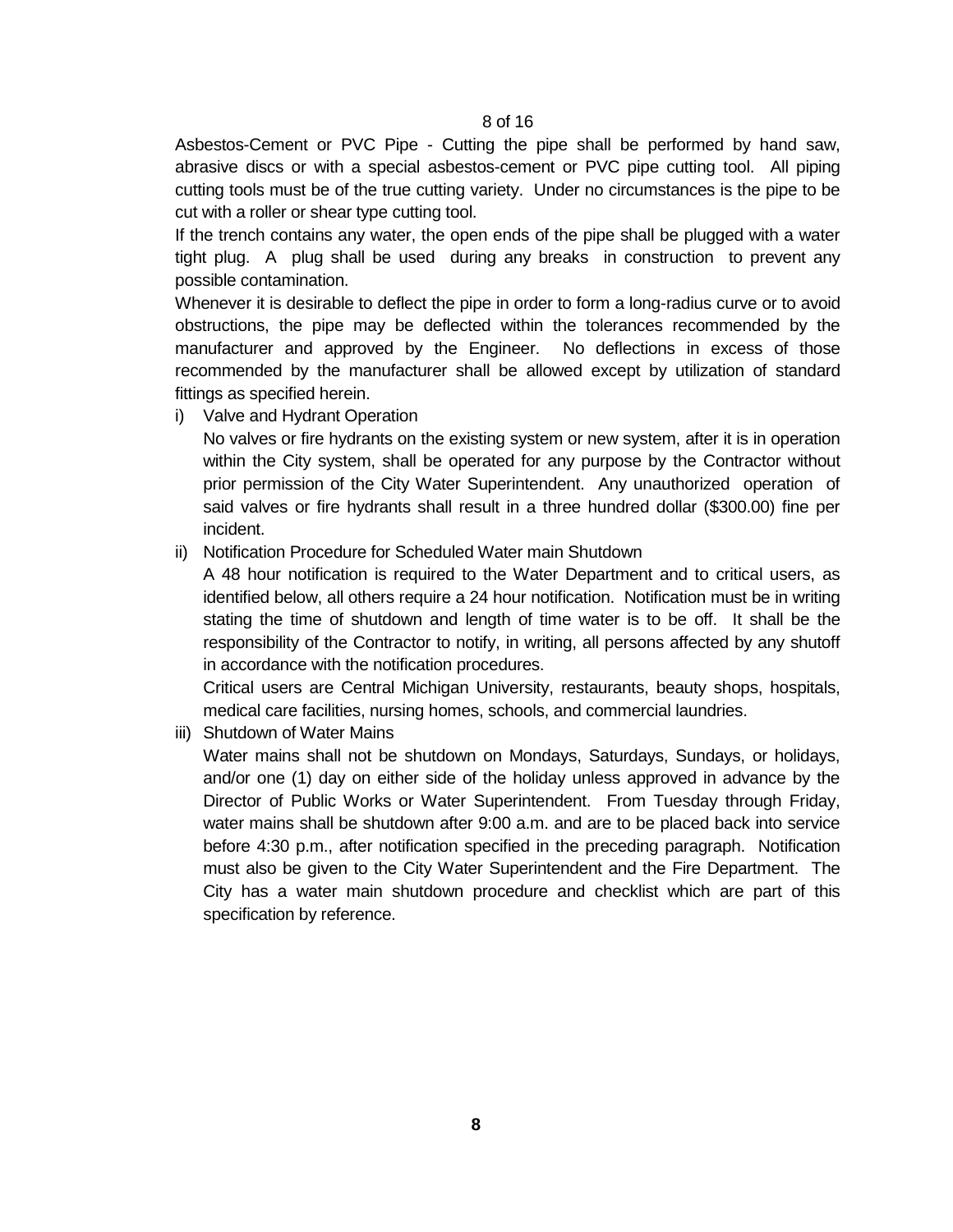Asbestos-Cement or PVC Pipe - Cutting the pipe shall be performed by hand saw, abrasive discs or with a special asbestos-cement or PVC pipe cutting tool. All piping cutting tools must be of the true cutting variety. Under no circumstances is the pipe to be cut with a roller or shear type cutting tool.

If the trench contains any water, the open ends of the pipe shall be plugged with a water tight plug. A plug shall be used during any breaks in construction to prevent any possible contamination.

Whenever it is desirable to deflect the pipe in order to form a long-radius curve or to avoid obstructions, the pipe may be deflected within the tolerances recommended by the manufacturer and approved by the Engineer. No deflections in excess of those recommended by the manufacturer shall be allowed except by utilization of standard fittings as specified herein.

i) Valve and Hydrant Operation

   No valves or fire hydrants on the existing system or new system, after it is in operation within the City system, shall be operated for any purpose by the Contractor without prior permission of the City Water Superintendent. Any unauthorized operation of said valves or fire hydrants shall result in a three hundred dollar ($300.00) fine per incident.

ii) Notification Procedure for Scheduled Water main Shutdown

   A 48 hour notification is required to the Water Department and to critical users, as identified below, all others require a 24 hour notification. Notification must be in writing stating the time of shutdown and length of time water is to be off. It shall be the responsibility of the Contractor to notify, in writing, all persons affected by any shutoff in accordance with the notification procedures.

   Critical users are Central Michigan University, restaurants, beauty shops, hospitals, medical care facilities, nursing homes, schools, and commercial laundries.

iii) Shutdown of Water Mains

   Water mains shall not be shutdown on Mondays, Saturdays, Sundays, or holidays, and/or one (1) day on either side of the holiday unless approved in advance by the Director of Public Works or Water Superintendent. From Tuesday through Friday, water mains shall be shutdown after 9:00 a.m. and are to be placed back into service before 4:30 p.m., after notification specified in the preceding paragraph. Notification must also be given to the City Water Superintendent and the Fire Department. The City has a water main shutdown procedure and checklist which are part of this specification by reference.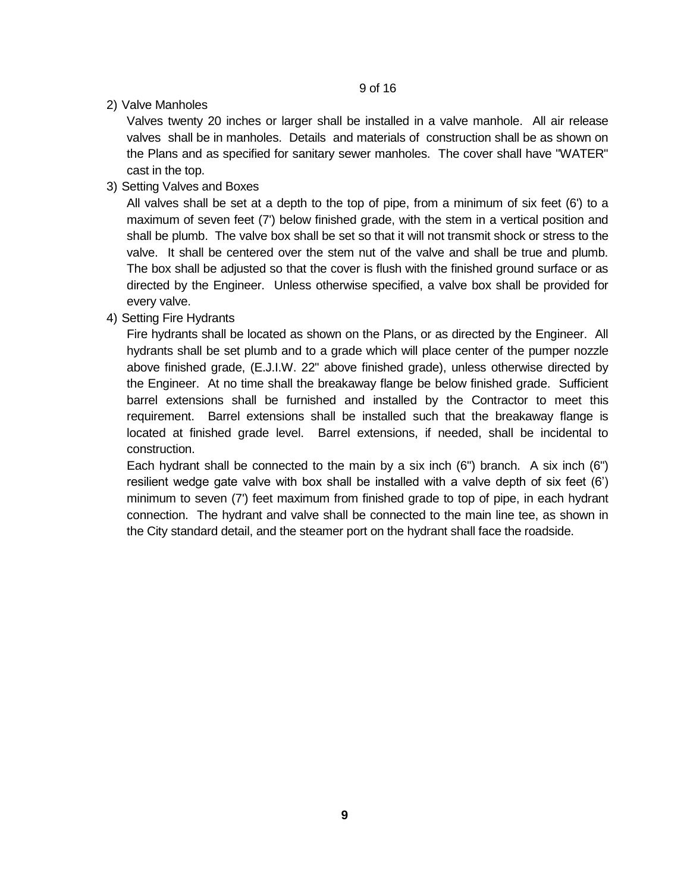2) Valve Manholes

   Valves twenty 20 inches or larger shall be installed in a valve manhole. All air release valves shall be in manholes. Details and materials of construction shall be as shown on the Plans and as specified for sanitary sewer manholes. The cover shall have "WATER" cast in the top.

3) Setting Valves and Boxes

   All valves shall be set at a depth to the top of pipe, from a minimum of six feet (6') to a maximum of seven feet (7') below finished grade, with the stem in a vertical position and shall be plumb. The valve box shall be set so that it will not transmit shock or stress to the valve. It shall be centered over the stem nut of the valve and shall be true and plumb. The box shall be adjusted so that the cover is flush with the finished ground surface or as directed by the Engineer. Unless otherwise specified, a valve box shall be provided for every valve.

4) Setting Fire Hydrants

   Fire hydrants shall be located as shown on the Plans, or as directed by the Engineer. All hydrants shall be set plumb and to a grade which will place center of the pumper nozzle above finished grade, (E.J.I.W. 22" above finished grade), unless otherwise directed by the Engineer. At no time shall the breakaway flange be below finished grade. Sufficient barrel extensions shall be furnished and installed by the Contractor to meet this requirement. Barrel extensions shall be installed such that the breakaway flange is located at finished grade level. Barrel extensions, if needed, shall be incidental to construction.

   Each hydrant shall be connected to the main by a six inch (6") branch. A six inch (6") resilient wedge gate valve with box shall be installed with a valve depth of six feet (6') minimum to seven (7') feet maximum from finished grade to top of pipe, in each hydrant connection. The hydrant and valve shall be connected to the main line tee, as shown in the City standard detail, and the steamer port on the hydrant shall face the roadside.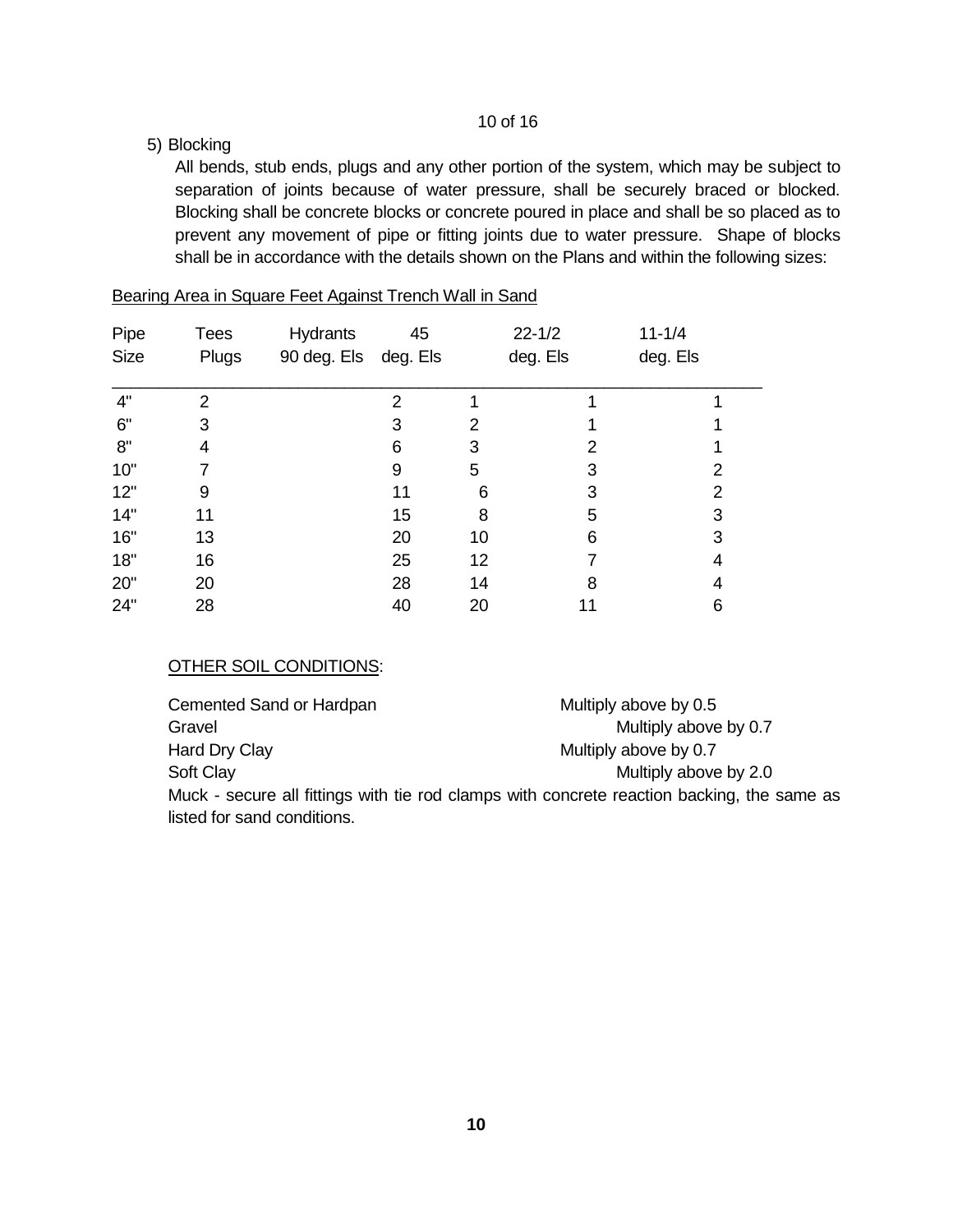5) Blocking

All bends, stub ends, plugs and any other portion of the system, which may be subject to separation of joints because of water pressure, shall be securely braced or blocked. Blocking shall be concrete blocks or concrete poured in place and shall be so placed as to prevent any movement of pipe or fitting joints due to water pressure. Shape of blocks shall be in accordance with the details shown on the Plans and within the following sizes:

Bearing Area in Square Feet Against Trench Wall in Sand

| Pipe Size | Tees Plugs | Hydrants 90 deg. Els | 45 deg. Els | 22-1/2 deg. Els | 11-1/4 deg. Els |
|---|---|---|---|---|---|
| 4" | 2 | 2 | 1 | 1 | 1 |
| 6" | 3 | 3 | 2 | 1 | 1 |
| 8" | 4 | 6 | 3 | 2 | 1 |
| 10" | 7 | 9 | 5 | 3 | 2 |
| 12" | 9 | 11 | 6 | 3 | 2 |
| 14" | 11 | 15 | 8 | 5 | 3 |
| 16" | 13 | 20 | 10 | 6 | 3 |
| 18" | 16 | 25 | 12 | 7 | 4 |
| 20" | 20 | 28 | 14 | 8 | 4 |
| 24" | 28 | 40 | 20 | 11 | 6 |

OTHER SOIL CONDITIONS:

| | |
|---|---|
| Cemented Sand or Hardpan | Multiply above by 0.5 |
| Gravel | Multiply above by 0.7 |
| Hard Dry Clay | Multiply above by 0.7 |
| Soft Clay | Multiply above by 2.0 |

Muck - secure all fittings with tie rod clamps with concrete reaction backing, the same as listed for sand conditions.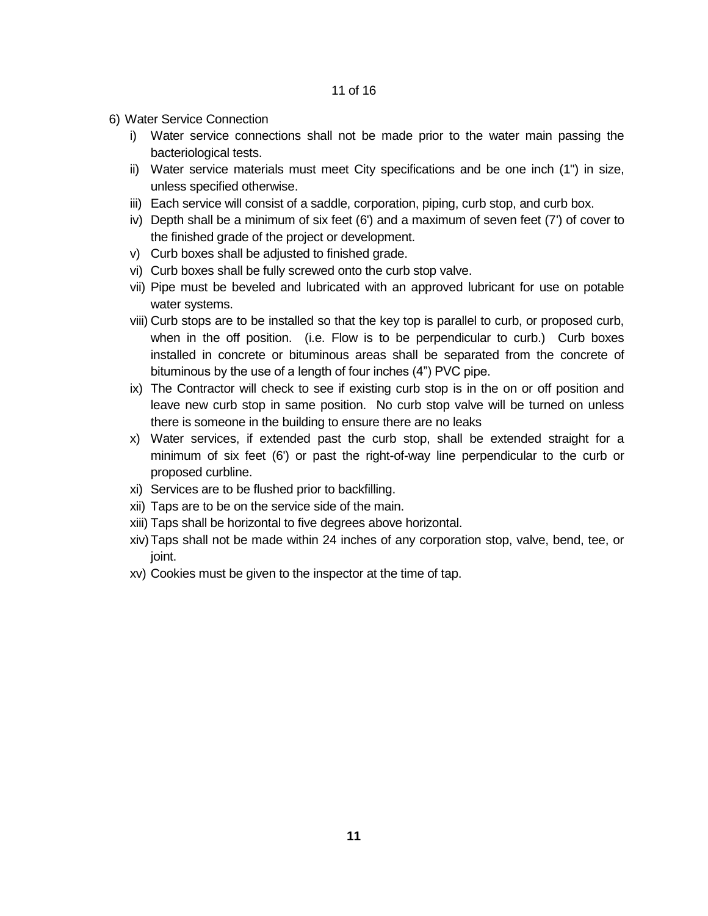6) Water Service Connection

   i) Water service connections shall not be made prior to the water main passing the bacteriological tests.
   ii) Water service materials must meet City specifications and be one inch (1") in size, unless specified otherwise.
   iii) Each service will consist of a saddle, corporation, piping, curb stop, and curb box.
   iv) Depth shall be a minimum of six feet (6') and a maximum of seven feet (7') of cover to the finished grade of the project or development.
   v) Curb boxes shall be adjusted to finished grade.
   vi) Curb boxes shall be fully screwed onto the curb stop valve.
   vii) Pipe must be beveled and lubricated with an approved lubricant for use on potable water systems.
   viii) Curb stops are to be installed so that the key top is parallel to curb, or proposed curb, when in the off position. (i.e. Flow is to be perpendicular to curb.) Curb boxes installed in concrete or bituminous areas shall be separated from the concrete of bituminous by the use of a length of four inches (4") PVC pipe.
   ix) The Contractor will check to see if existing curb stop is in the on or off position and leave new curb stop in same position. No curb stop valve will be turned on unless there is someone in the building to ensure there are no leaks
   x) Water services, if extended past the curb stop, shall be extended straight for a minimum of six feet (6') or past the right-of-way line perpendicular to the curb or proposed curbline.
   xi) Services are to be flushed prior to backfilling.
   xii) Taps are to be on the service side of the main.
   xiii) Taps shall be horizontal to five degrees above horizontal.
   xiv) Taps shall not be made within 24 inches of any corporation stop, valve, bend, tee, or joint.
   xv) Cookies must be given to the inspector at the time of tap.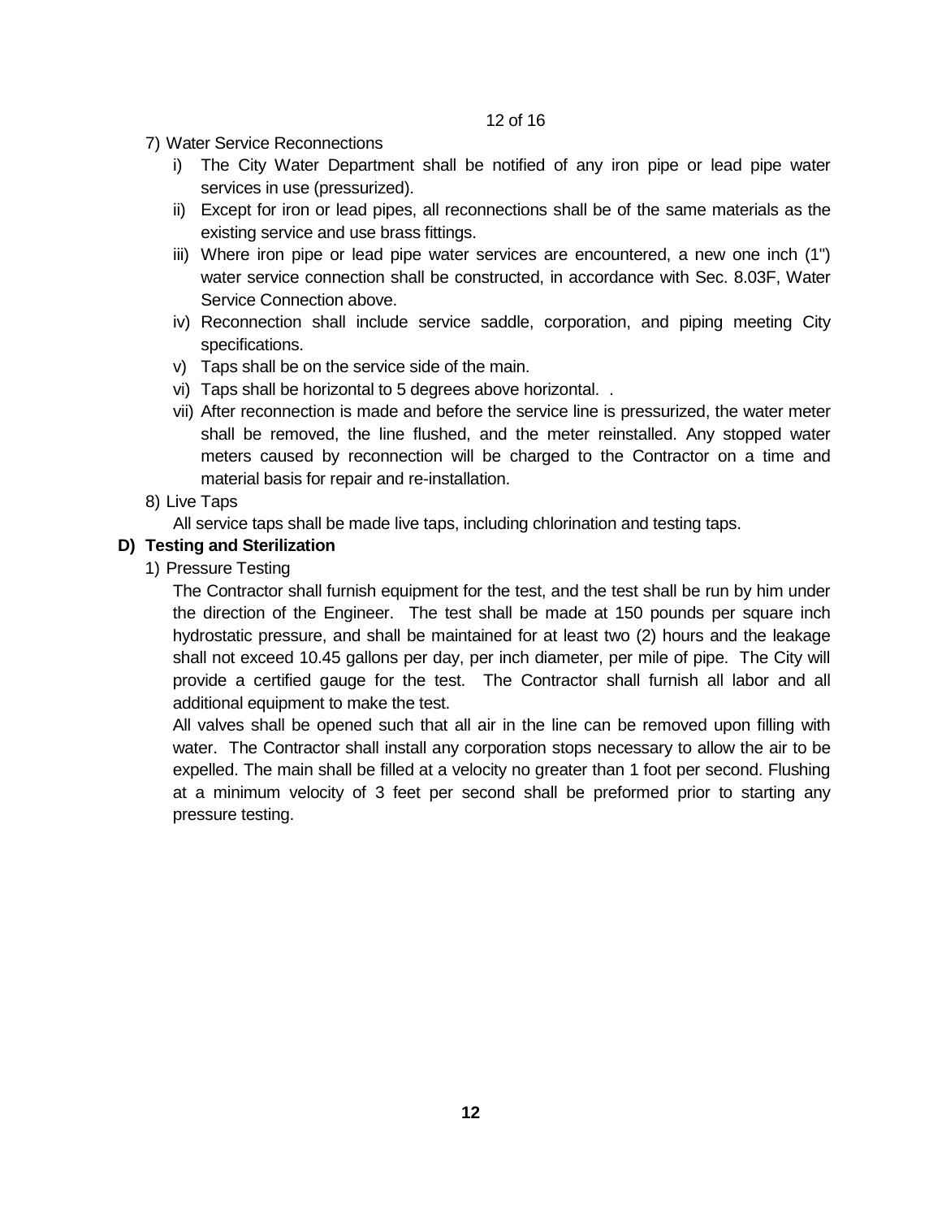7) Water Service Reconnections

   i) The City Water Department shall be notified of any iron pipe or lead pipe water services in use (pressurized).

   ii) Except for iron or lead pipes, all reconnections shall be of the same materials as the existing service and use brass fittings.

   iii) Where iron pipe or lead pipe water services are encountered, a new one inch (1") water service connection shall be constructed, in accordance with Sec. 8.03F, Water Service Connection above.

   iv) Reconnection shall include service saddle, corporation, and piping meeting City specifications.

   v) Taps shall be on the service side of the main.

   vi) Taps shall be horizontal to 5 degrees above horizontal. .

   vii) After reconnection is made and before the service line is pressurized, the water meter shall be removed, the line flushed, and the meter reinstalled. Any stopped water meters caused by reconnection will be charged to the Contractor on a time and material basis for repair and re-installation.

8) Live Taps

   All service taps shall be made live taps, including chlorination and testing taps.

**D) Testing and Sterilization**

1) Pressure Testing

   The Contractor shall furnish equipment for the test, and the test shall be run by him under the direction of the Engineer. The test shall be made at 150 pounds per square inch hydrostatic pressure, and shall be maintained for at least two (2) hours and the leakage shall not exceed 10.45 gallons per day, per inch diameter, per mile of pipe. The City will provide a certified gauge for the test. The Contractor shall furnish all labor and all additional equipment to make the test.

   All valves shall be opened such that all air in the line can be removed upon filling with water. The Contractor shall install any corporation stops necessary to allow the air to be expelled. The main shall be filled at a velocity no greater than 1 foot per second. Flushing at a minimum velocity of 3 feet per second shall be preformed prior to starting any pressure testing.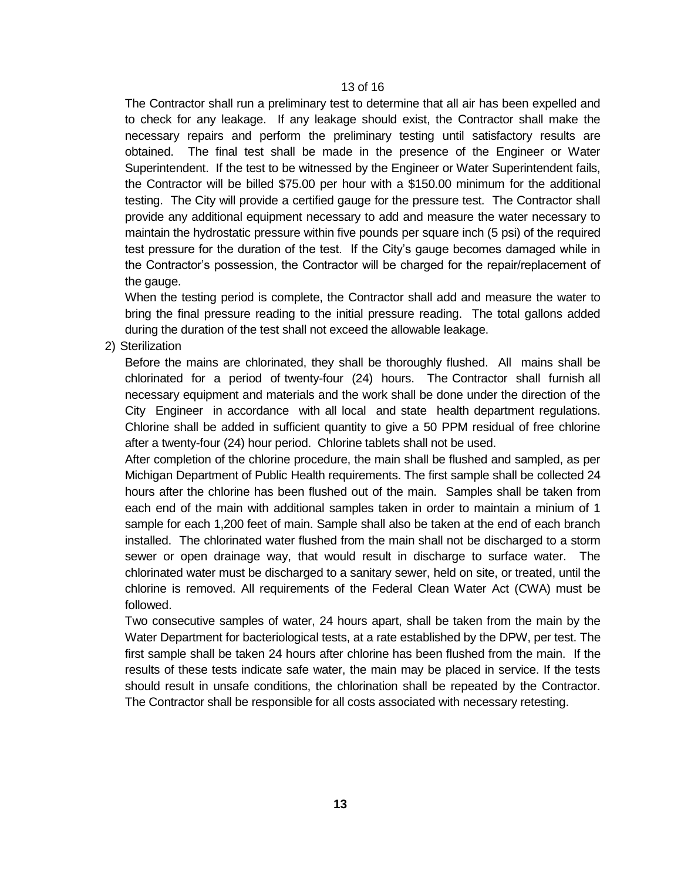The Contractor shall run a preliminary test to determine that all air has been expelled and to check for any leakage. If any leakage should exist, the Contractor shall make the necessary repairs and perform the preliminary testing until satisfactory results are obtained. The final test shall be made in the presence of the Engineer or Water Superintendent. If the test to be witnessed by the Engineer or Water Superintendent fails, the Contractor will be billed $75.00 per hour with a $150.00 minimum for the additional testing. The City will provide a certified gauge for the pressure test. The Contractor shall provide any additional equipment necessary to add and measure the water necessary to maintain the hydrostatic pressure within five pounds per square inch (5 psi) of the required test pressure for the duration of the test. If the City's gauge becomes damaged while in the Contractor's possession, the Contractor will be charged for the repair/replacement of the gauge.

When the testing period is complete, the Contractor shall add and measure the water to bring the final pressure reading to the initial pressure reading. The total gallons added during the duration of the test shall not exceed the allowable leakage.

2) Sterilization

Before the mains are chlorinated, they shall be thoroughly flushed. All mains shall be chlorinated for a period of twenty-four (24) hours. The Contractor shall furnish all necessary equipment and materials and the work shall be done under the direction of the City Engineer in accordance with all local and state health department regulations. Chlorine shall be added in sufficient quantity to give a 50 PPM residual of free chlorine after a twenty-four (24) hour period. Chlorine tablets shall not be used.

After completion of the chlorine procedure, the main shall be flushed and sampled, as per Michigan Department of Public Health requirements. The first sample shall be collected 24 hours after the chlorine has been flushed out of the main. Samples shall be taken from each end of the main with additional samples taken in order to maintain a minium of 1 sample for each 1,200 feet of main. Sample shall also be taken at the end of each branch installed. The chlorinated water flushed from the main shall not be discharged to a storm sewer or open drainage way, that would result in discharge to surface water. The chlorinated water must be discharged to a sanitary sewer, held on site, or treated, until the chlorine is removed. All requirements of the Federal Clean Water Act (CWA) must be followed.

Two consecutive samples of water, 24 hours apart, shall be taken from the main by the Water Department for bacteriological tests, at a rate established by the DPW, per test. The first sample shall be taken 24 hours after chlorine has been flushed from the main. If the results of these tests indicate safe water, the main may be placed in service. If the tests should result in unsafe conditions, the chlorination shall be repeated by the Contractor. The Contractor shall be responsible for all costs associated with necessary retesting.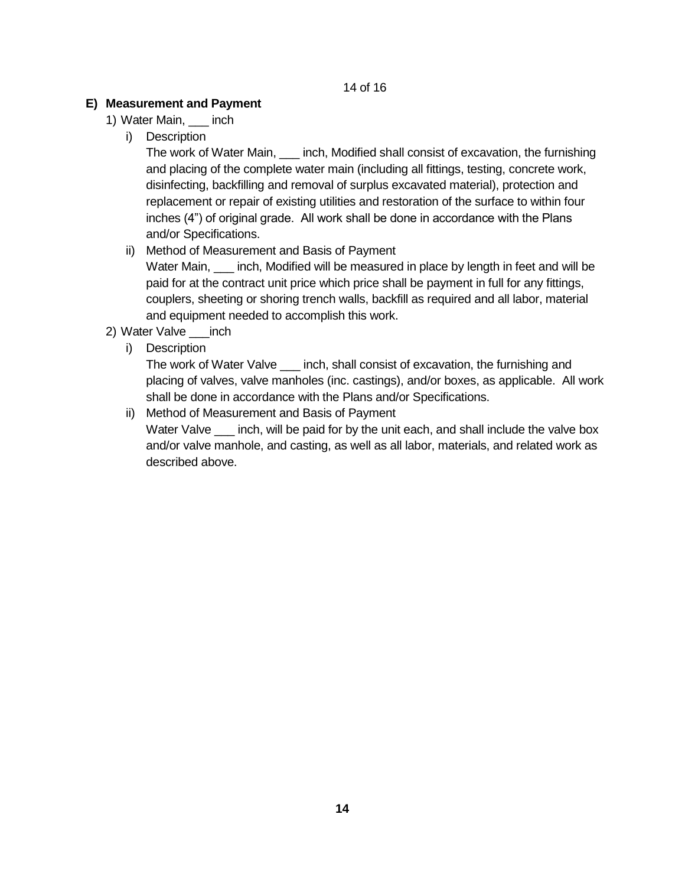## E) Measurement and Payment

1) Water Main, ___ inch

   i) Description

   The work of Water Main, ___ inch, Modified shall consist of excavation, the furnishing and placing of the complete water main (including all fittings, testing, concrete work, disinfecting, backfilling and removal of surplus excavated material), protection and replacement or repair of existing utilities and restoration of the surface to within four inches (4") of original grade. All work shall be done in accordance with the Plans and/or Specifications.

   ii) Method of Measurement and Basis of Payment

   Water Main, ___ inch, Modified will be measured in place by length in feet and will be paid for at the contract unit price which price shall be payment in full for any fittings, couplers, sheeting or shoring trench walls, backfill as required and all labor, material and equipment needed to accomplish this work.

2) Water Valve ___inch

   i) Description

   The work of Water Valve ___ inch, shall consist of excavation, the furnishing and placing of valves, valve manholes (inc. castings), and/or boxes, as applicable. All work shall be done in accordance with the Plans and/or Specifications.

   ii) Method of Measurement and Basis of Payment

   Water Valve ___ inch, will be paid for by the unit each, and shall include the valve box and/or valve manhole, and casting, as well as all labor, materials, and related work as described above.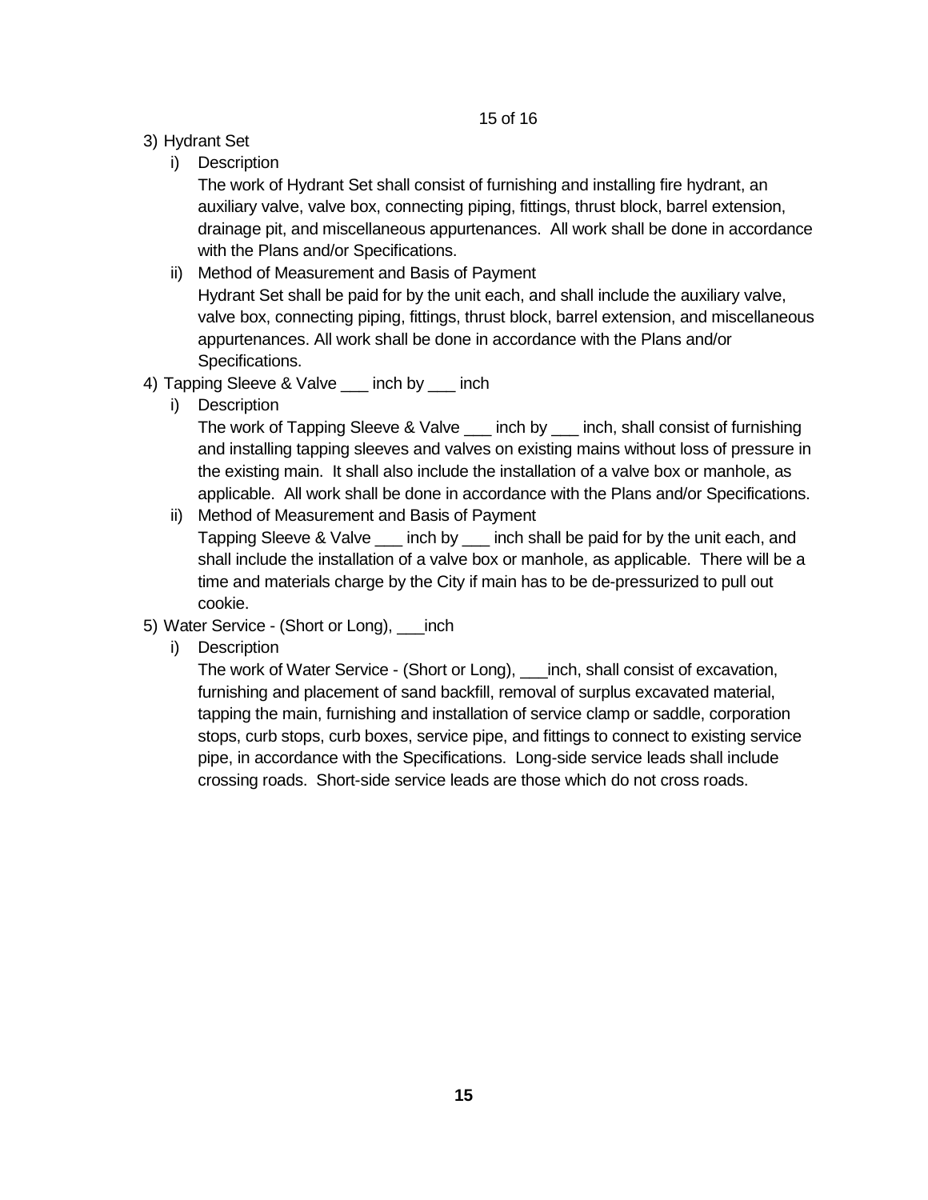3) Hydrant Set

   i) Description

      The work of Hydrant Set shall consist of furnishing and installing fire hydrant, an auxiliary valve, valve box, connecting piping, fittings, thrust block, barrel extension, drainage pit, and miscellaneous appurtenances. All work shall be done in accordance with the Plans and/or Specifications.

   ii) Method of Measurement and Basis of Payment

      Hydrant Set shall be paid for by the unit each, and shall include the auxiliary valve, valve box, connecting piping, fittings, thrust block, barrel extension, and miscellaneous appurtenances. All work shall be done in accordance with the Plans and/or Specifications.

4) Tapping Sleeve & Valve ___ inch by ___ inch

   i) Description

      The work of Tapping Sleeve & Valve ___ inch by ___ inch, shall consist of furnishing and installing tapping sleeves and valves on existing mains without loss of pressure in the existing main. It shall also include the installation of a valve box or manhole, as applicable. All work shall be done in accordance with the Plans and/or Specifications.

   ii) Method of Measurement and Basis of Payment

      Tapping Sleeve & Valve ___ inch by ___ inch shall be paid for by the unit each, and shall include the installation of a valve box or manhole, as applicable. There will be a time and materials charge by the City if main has to be de-pressurized to pull out cookie.

5) Water Service - (Short or Long), ___inch

   i) Description

      The work of Water Service - (Short or Long), ___inch, shall consist of excavation, furnishing and placement of sand backfill, removal of surplus excavated material, tapping the main, furnishing and installation of service clamp or saddle, corporation stops, curb stops, curb boxes, service pipe, and fittings to connect to existing service pipe, in accordance with the Specifications. Long-side service leads shall include crossing roads. Short-side service leads are those which do not cross roads.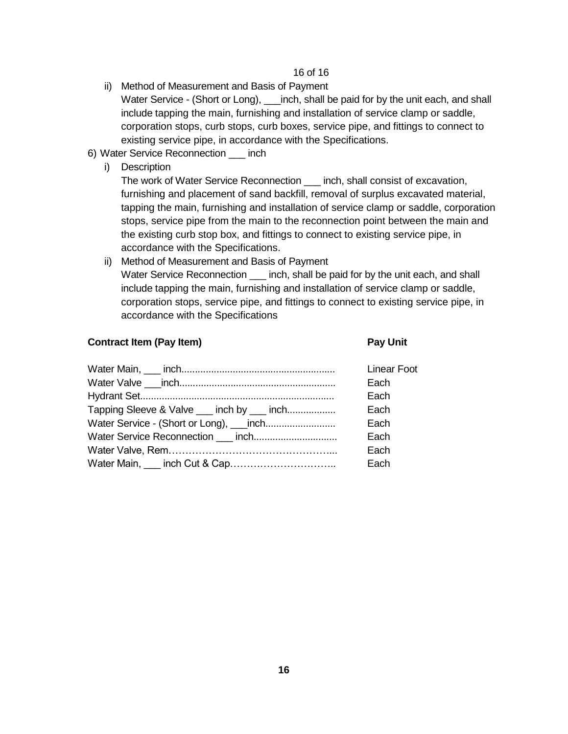ii) Method of Measurement and Basis of Payment
Water Service - (Short or Long), ___inch, shall be paid for by the unit each, and shall include tapping the main, furnishing and installation of service clamp or saddle, corporation stops, curb stops, curb boxes, service pipe, and fittings to connect to existing service pipe, in accordance with the Specifications.

6) Water Service Reconnection ___ inch

i) Description
The work of Water Service Reconnection ___ inch, shall consist of excavation, furnishing and placement of sand backfill, removal of surplus excavated material, tapping the main, furnishing and installation of service clamp or saddle, corporation stops, service pipe from the main to the reconnection point between the main and the existing curb stop box, and fittings to connect to existing service pipe, in accordance with the Specifications.

ii) Method of Measurement and Basis of Payment
Water Service Reconnection ___ inch, shall be paid for by the unit each, and shall include tapping the main, furnishing and installation of service clamp or saddle, corporation stops, service pipe, and fittings to connect to existing service pipe, in accordance with the Specifications

| **Contract Item (Pay Item)** | **Pay Unit** |
|---|---|
| Water Main, ___ inch......................................................... | Linear Foot |
| Water Valve ___inch.......................................................... | Each |
| Hydrant Set....................................................................... | Each |
| Tapping Sleeve & Valve ___ inch by ___ inch.................. | Each |
| Water Service - (Short or Long), ___inch.......................... | Each |
| Water Service Reconnection ___ inch.............................. | Each |
| Water Valve, Rem…………………………………………... | Each |
| Water Main, ___ inch Cut & Cap………………………….. | Each |